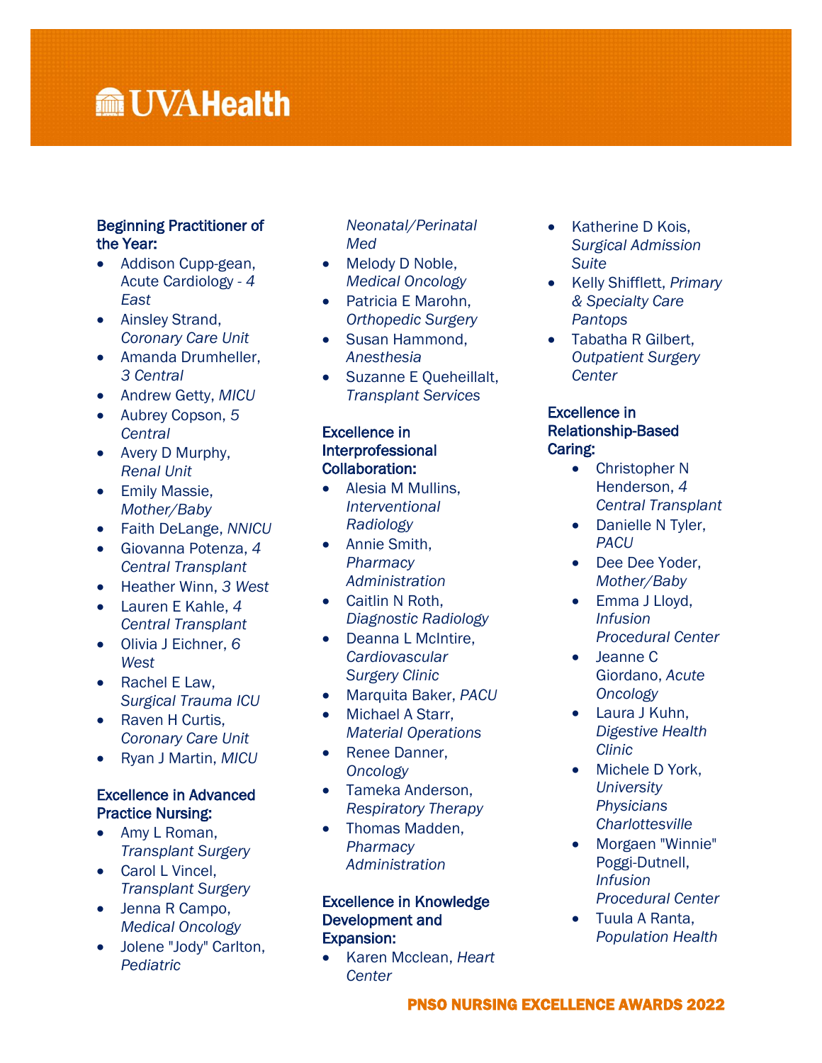# UVAHealth

### Beginning Practitioner of the Year:

- Addison Cupp-gean, Acute Cardiology - *4 East*
- Ainsley Strand, *Coronary Care Unit*
- Amanda Drumheller, *3 Central*
- Andrew Getty, *MICU*
- Aubrey Copson, *5 Central*
- Avery D Murphy, *Renal Unit*
- Emily Massie, *Mother/Baby*
- Faith DeLange, *NNICU*
- Giovanna Potenza, *4 Central Transplant*
- Heather Winn, *3 West*
- Lauren E Kahle, *4 Central Transplant*
- Olivia J Eichner, *6 West*
- Rachel E Law, *Surgical Trauma ICU*
- Raven H Curtis, *Coronary Care Unit*
- Ryan J Martin, *MICU*

### Excellence in Advanced Practice Nursing:

- Amy L Roman, *Transplant Surgery*
- Carol L Vincel, *Transplant Surgery*
- Jenna R Campo, *Medical Oncology*
- Jolene "Jody" Carlton, *Pediatric Neonatal/Perinatal Med*
- Melody D Noble, *Medical Oncology*
- Patricia E Marohn, *Orthopedic Surgery*
- Susan Hammond, *Anesthesia*
- Suzanne E Queheillalt, *Transplant Services*

### Excellence in Interprofessional Collaboration:

- Alesia M Mullins, *Interventional Radiology*
- Annie Smith, *Pharmacy Administration*
- Caitlin N Roth, *Diagnostic Radiology*
- Deanna L McIntire, *Cardiovascular Surgery Clinic*
- Marquita Baker, *PACU*
- Michael A Starr, *Material Operations*
- Renee Danner, *Oncology*
- Tameka Anderson, *Respiratory Therapy*
- Thomas Madden, *Pharmacy Administration*

### Excellence in Knowledge Development and Expansion:

- Karen Mcclean, *Heart Center*
- Katherine D Kois, *Surgical Admission Suite*
- Kelly Shifflett, *Primary & Specialty Care Pantops*
- Tabatha R Gilbert, *Outpatient Surgery Center*

### Excellence in Relationship-Based Caring:

- Christopher N Henderson, *4 Central Transplant*
- Danielle N Tyler, *PACU*
- Dee Dee Yoder, *Mother/Baby*
- Emma J Lloyd, *Infusion Procedural Center*
- Jeanne C Giordano, *Acute Oncology*
- Laura J Kuhn, *Digestive Health Clinic*
- Michele D York, *University Physicians Charlottesville*
- Morgaen "Winnie" Poggi-Dutnell, *Infusion Procedural Center*
- Tuula A Ranta, *Population Health*

**PNSO NURSING EXCELLENCE AWARDS 2022**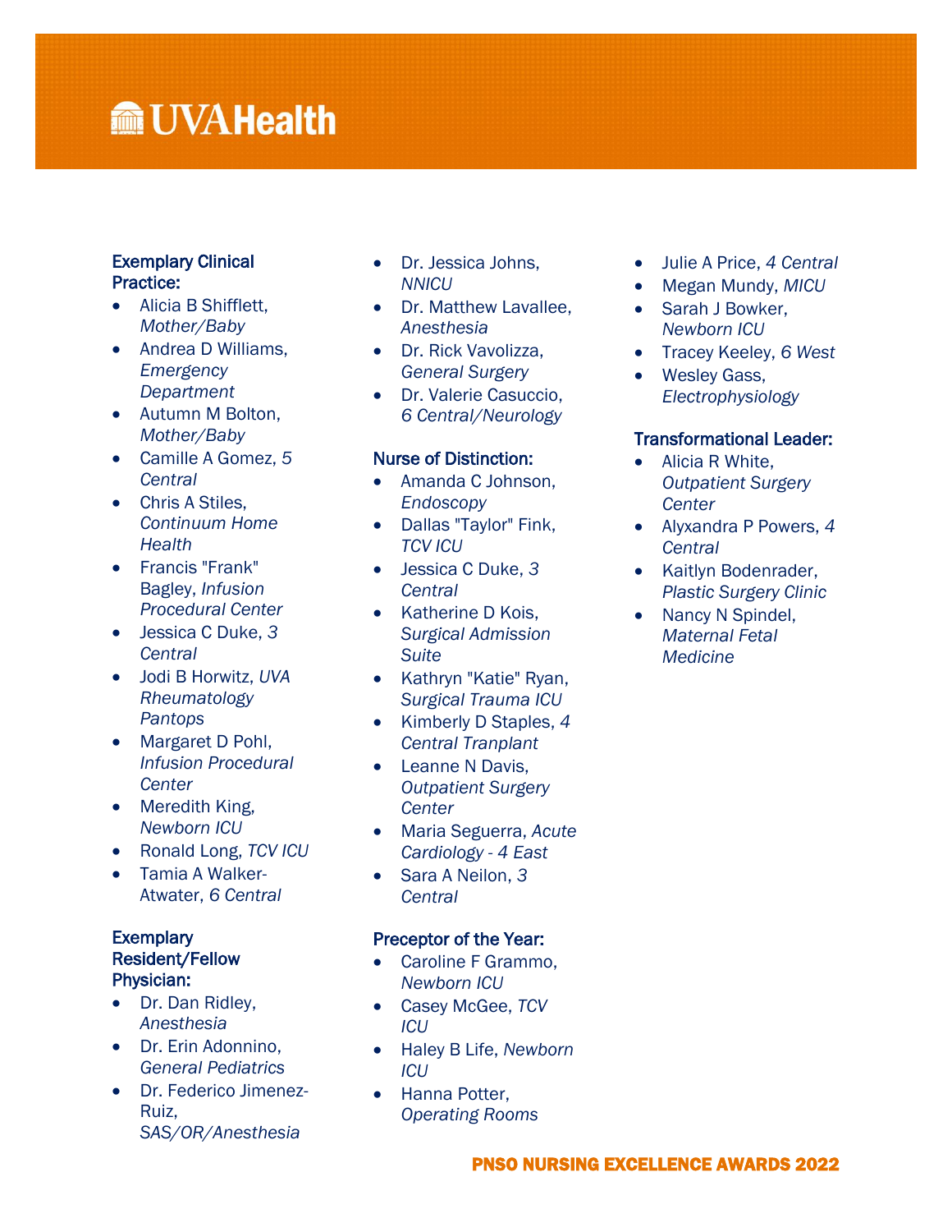**Exemplary Clinical Practice:**

- Alicia B Shifflett, *Mother/Baby*
- Andrea D Williams, *Emergency Department*
- Autumn M Bolton, *Mother/Baby*
- Camille A Gomez, *5 Central*
- Chris A Stiles, *Continuum Home Health*
- Francis "Frank" Bagley, *Infusion Procedural Center*
- Jessica C Duke, *3 Central*
- Jodi B Horwitz, *UVA Rheumatology Pantops*
- Margaret D Pohl, *Infusion Procedural Center*
- Meredith King, *Newborn ICU*
- Ronald Long, *TCV ICU*
- Tamia A Walker-Atwater, *6 Central*

**Exemplary Resident/Fellow Physician:**

- Dr. Dan Ridley, *Anesthesia*
- Dr. Erin Adonnino, *General Pediatrics*
- Dr. Federico Jimenez-Ruiz, *SAS/OR/Anesthesia*
- Dr. Jessica Johns, *NNICU*
- Dr. Matthew Lavallee, *Anesthesia*
- Dr. Rick Vavolizza, *General Surgery*
- Dr. Valerie Casuccio, *6 Central/Neurology*

**Nurse of Distinction:**

- Amanda C Johnson, *Endoscopy*
- Dallas "Taylor" Fink, *TCV ICU*
- Jessica C Duke, *3 Central*
- Katherine D Kois, *Surgical Admission Suite*
- Kathryn "Katie" Ryan, *Surgical Trauma ICU*
- Kimberly D Staples, *4 Central Tranplant*
- Leanne N Davis, *Outpatient Surgery Center*
- Maria Seguerra, *Acute Cardiology - 4 East*
- Sara A Neilon, *3 Central*

**Preceptor of the Year:**

- Caroline F Grammo, *Newborn ICU*
- Casey McGee, *TCV ICU*
- Haley B Life, *Newborn ICU*
- Hanna Potter, *Operating Rooms*
- Julie A Price, *4 Central*
- Megan Mundy, *MICU*
- Sarah J Bowker, *Newborn ICU*
- Tracey Keeley, *6 West*
- Wesley Gass, *Electrophysiology*

**Transformational Leader:**

- Alicia R White, *Outpatient Surgery Center*
- Alyxandra P Powers, *4 Central*
- Kaitlyn Bodenrader, *Plastic Surgery Clinic*
- Nancy N Spindel, *Maternal Fetal Medicine*